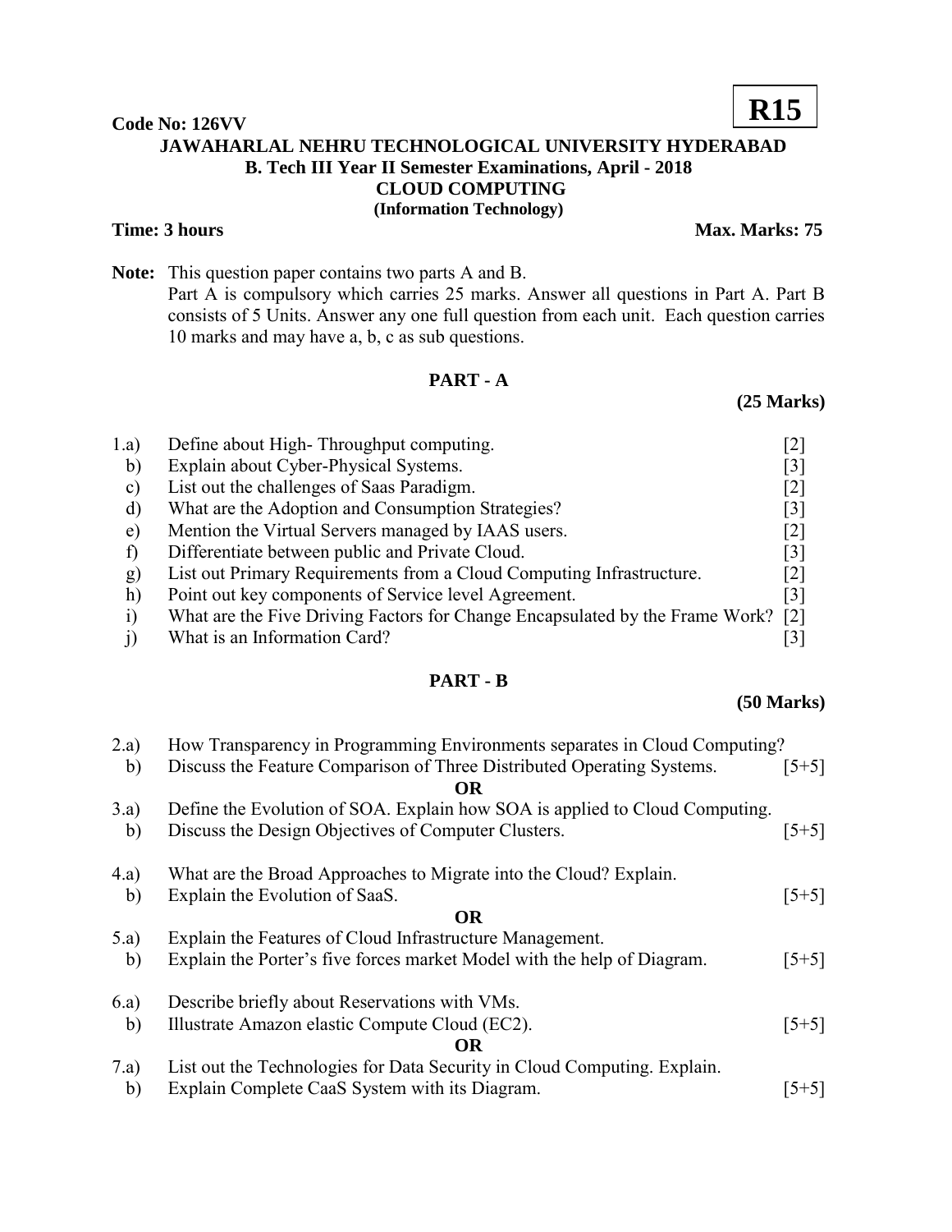**R15**

**Code No: 126VV**

**JAWAHARLAL NEHRU TECHNOLOGICAL UNIVERSITY HYDERABAD**
**B. Tech III Year II Semester Examinations, April - 2018**
**CLOUD COMPUTING**
**(Information Technology)**

**Time: 3 hours** **Max. Marks: 75**

**Note:** This question paper contains two parts A and B.
Part A is compulsory which carries 25 marks. Answer all questions in Part A. Part B consists of 5 Units. Answer any one full question from each unit. Each question carries 10 marks and may have a, b, c as sub questions.

## PART - A

**(25 Marks)**

1.a) Define about High- Throughput computing. [2]
b) Explain about Cyber-Physical Systems. [3]
c) List out the challenges of Saas Paradigm. [2]
d) What are the Adoption and Consumption Strategies? [3]
e) Mention the Virtual Servers managed by IAAS users. [2]
f) Differentiate between public and Private Cloud. [3]
g) List out Primary Requirements from a Cloud Computing Infrastructure. [2]
h) Point out key components of Service level Agreement. [3]
i) What are the Five Driving Factors for Change Encapsulated by the Frame Work? [2]
j) What is an Information Card? [3]

## PART - B

**(50 Marks)**

2.a) How Transparency in Programming Environments separates in Cloud Computing?
b) Discuss the Feature Comparison of Three Distributed Operating Systems. [5+5]

**OR**

3.a) Define the Evolution of SOA. Explain how SOA is applied to Cloud Computing.
b) Discuss the Design Objectives of Computer Clusters. [5+5]

4.a) What are the Broad Approaches to Migrate into the Cloud? Explain.
b) Explain the Evolution of SaaS. [5+5]

**OR**

5.a) Explain the Features of Cloud Infrastructure Management.
b) Explain the Porter's five forces market Model with the help of Diagram. [5+5]

6.a) Describe briefly about Reservations with VMs.
b) Illustrate Amazon elastic Compute Cloud (EC2). [5+5]

**OR**

7.a) List out the Technologies for Data Security in Cloud Computing. Explain.
b) Explain Complete CaaS System with its Diagram. [5+5]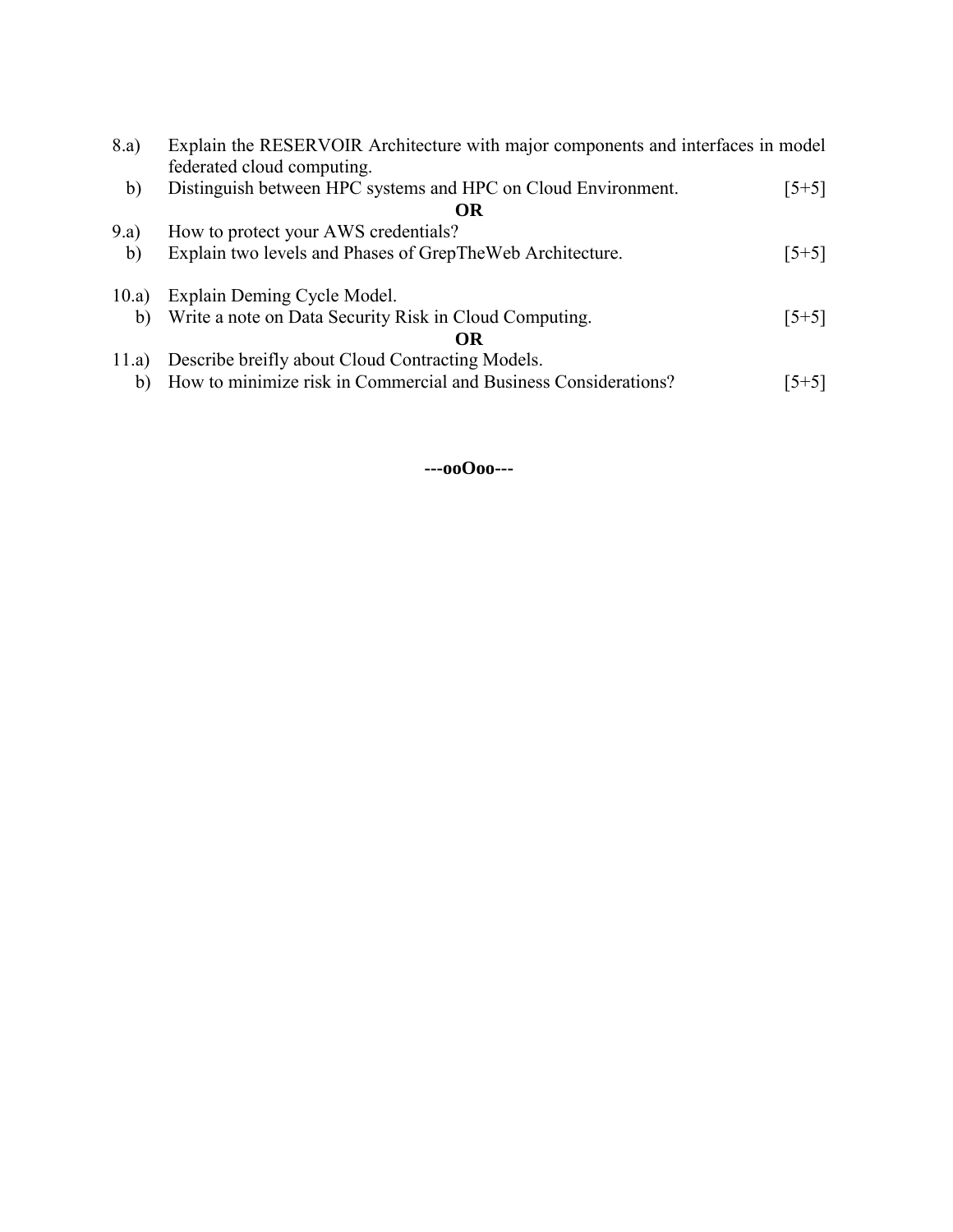8.a) Explain the RESERVOIR Architecture with major components and interfaces in model federated cloud computing.

b) Distinguish between HPC systems and HPC on Cloud Environment. [5+5]

**OR**

9.a) How to protect your AWS credentials?

b) Explain two levels and Phases of GrepTheWeb Architecture. [5+5]

10.a) Explain Deming Cycle Model.

b) Write a note on Data Security Risk in Cloud Computing. [5+5]

**OR**

11.a) Describe breifly about Cloud Contracting Models.

b) How to minimize risk in Commercial and Business Considerations? [5+5]

**---ooOoo---**